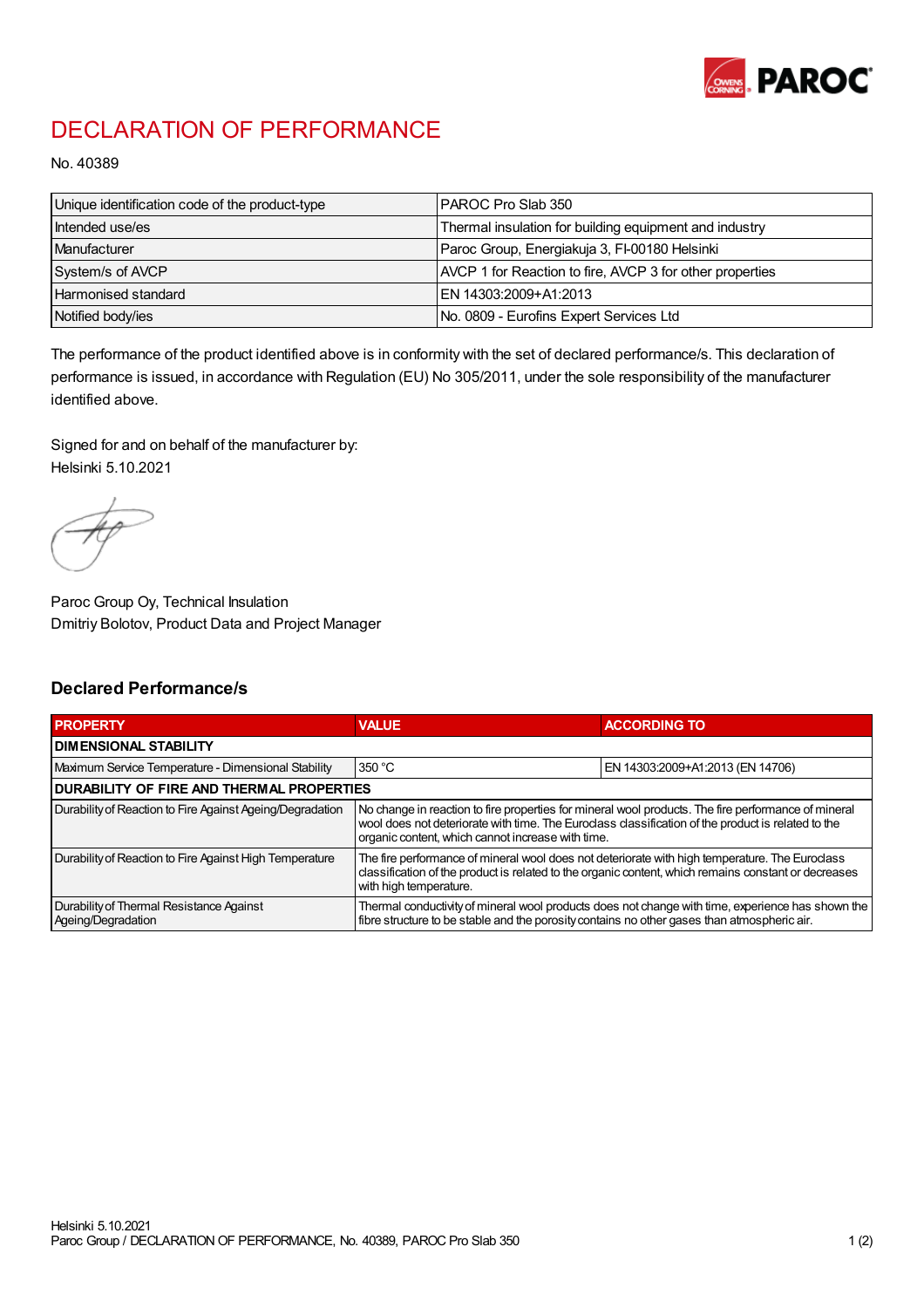# DECLARATION OF PERFORMANCE

No. 40389

| Unique identification code of the product-type | PAROC Pro Slab 350 |
|---|---|
| Intended use/es | Thermal insulation for building equipment and industry |
| Manufacturer | Paroc Group, Energiakuja 3, FI-00180 Helsinki |
| System/s of AVCP | AVCP 1 for Reaction to fire, AVCP 3 for other properties |
| Harmonised standard | EN 14303:2009+A1:2013 |
| Notified body/ies | No. 0809 - Eurofins Expert Services Ltd |

The performance of the product identified above is in conformity with the set of declared performance/s. This declaration of performance is issued, in accordance with Regulation (EU) No 305/2011, under the sole responsibility of the manufacturer identified above.

Signed for and on behalf of the manufacturer by:
Helsinki 5.10.2021

Paroc Group Oy, Technical Insulation
Dmitriy Bolotov, Product Data and Project Manager

## Declared Performance/s

| PROPERTY | VALUE | ACCORDING TO |
|---|---|---|
| **DIMENSIONAL STABILITY** | | |
| Maximum Service Temperature - Dimensional Stability | 350 °C | EN 14303:2009+A1:2013 (EN 14706) |
| **DURABILITY OF FIRE AND THERMAL PROPERTIES** | | |
| Durability of Reaction to Fire Against Ageing/Degradation | No change in reaction to fire properties for mineral wool products. The fire performance of mineral wool does not deteriorate with time. The Euroclass classification of the product is related to the organic content, which cannot increase with time. | |
| Durability of Reaction to Fire Against High Temperature | The fire performance of mineral wool does not deteriorate with high temperature. The Euroclass classification of the product is related to the organic content, which remains constant or decreases with high temperature. | |
| Durability of Thermal Resistance Against Ageing/Degradation | Thermal conductivity of mineral wool products does not change with time, experience has shown the fibre structure to be stable and the porosity contains no other gases than atmospheric air. | |

Helsinki 5.10.2021
Paroc Group / DECLARATION OF PERFORMANCE, No. 40389, PAROC Pro Slab 350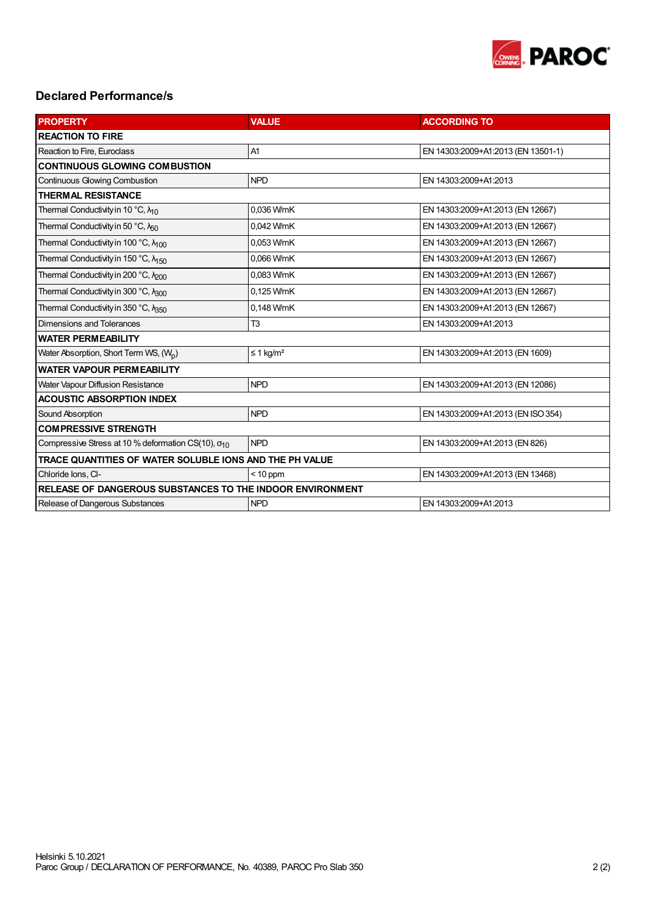## Declared Performance/s

| PROPERTY | VALUE | ACCORDING TO |
|---|---|---|
| **REACTION TO FIRE** | | |
| Reaction to Fire, Euroclass | A1 | EN 14303:2009+A1:2013 (EN 13501-1) |
| **CONTINUOUS GLOWING COMBUSTION** | | |
| Continuous Glowing Combustion | NPD | EN 14303:2009+A1:2013 |
| **THERMAL RESISTANCE** | | |
| Thermal Conductivity in 10 °C, $\lambda_{10}$ | 0,036 W/mK | EN 14303:2009+A1:2013 (EN 12667) |
| Thermal Conductivity in 50 °C, $\lambda_{50}$ | 0,042 W/mK | EN 14303:2009+A1:2013 (EN 12667) |
| Thermal Conductivity in 100 °C, $\lambda_{100}$ | 0,053 W/mK | EN 14303:2009+A1:2013 (EN 12667) |
| Thermal Conductivity in 150 °C, $\lambda_{150}$ | 0,066 W/mK | EN 14303:2009+A1:2013 (EN 12667) |
| Thermal Conductivity in 200 °C, $\lambda_{200}$ | 0,083 W/mK | EN 14303:2009+A1:2013 (EN 12667) |
| Thermal Conductivity in 300 °C, $\lambda_{300}$ | 0,125 W/mK | EN 14303:2009+A1:2013 (EN 12667) |
| Thermal Conductivity in 350 °C, $\lambda_{350}$ | 0,148 W/mK | EN 14303:2009+A1:2013 (EN 12667) |
| Dimensions and Tolerances | T3 | EN 14303:2009+A1:2013 |
| **WATER PERMEABILITY** | | |
| Water Absorption, Short Term WS, ($W_p$) | ≤ 1 kg/m² | EN 14303:2009+A1:2013 (EN 1609) |
| **WATER VAPOUR PERMEABILITY** | | |
| Water Vapour Diffusion Resistance | NPD | EN 14303:2009+A1:2013 (EN 12086) |
| **ACOUSTIC ABSORPTION INDEX** | | |
| Sound Absorption | NPD | EN 14303:2009+A1:2013 (EN ISO 354) |
| **COMPRESSIVE STRENGTH** | | |
| Compressive Stress at 10 % deformation CS(10), $\sigma_{10}$ | NPD | EN 14303:2009+A1:2013 (EN 826) |
| **TRACE QUANTITIES OF WATER SOLUBLE IONS AND THE PH VALUE** | | |
| Chloride Ions, Cl- | < 10 ppm | EN 14303:2009+A1:2013 (EN 13468) |
| **RELEASE OF DANGEROUS SUBSTANCES TO THE INDOOR ENVIRONMENT** | | |
| Release of Dangerous Substances | NPD | EN 14303:2009+A1:2013 |

Helsinki 5.10.2021
Paroc Group / DECLARATION OF PERFORMANCE, No. 40389, PAROC Pro Slab 350